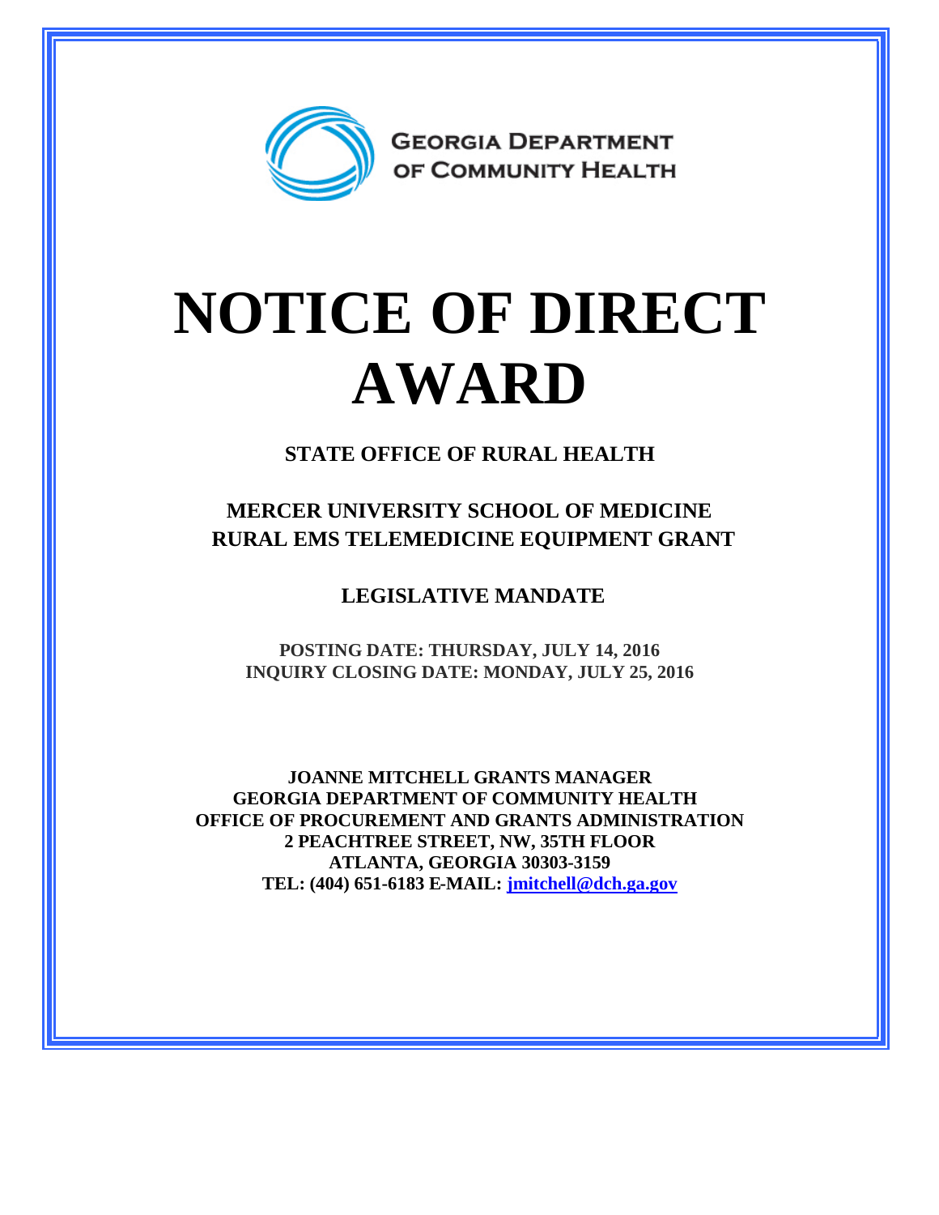GEORGIA DEPARTMENT OF COMMUNITY HEALTH

# NOTICE OF DIRECT AWARD

## STATE OFFICE OF RURAL HEALTH

## MERCER UNIVERSITY SCHOOL OF MEDICINE RURAL EMS TELEMEDICINE EQUIPMENT GRANT

## LEGISLATIVE MANDATE

**POSTING DATE: THURSDAY, JULY 14, 2016**
**INQUIRY CLOSING DATE: MONDAY, JULY 25, 2016**

**JOANNE MITCHELL GRANTS MANAGER**
**GEORGIA DEPARTMENT OF COMMUNITY HEALTH**
**OFFICE OF PROCUREMENT AND GRANTS ADMINISTRATION**
**2 PEACHTREE STREET, NW, 35TH FLOOR**
**ATLANTA, GEORGIA 30303-3159**
**TEL: (404) 651-6183 E-MAIL: jmitchell@dch.ga.gov**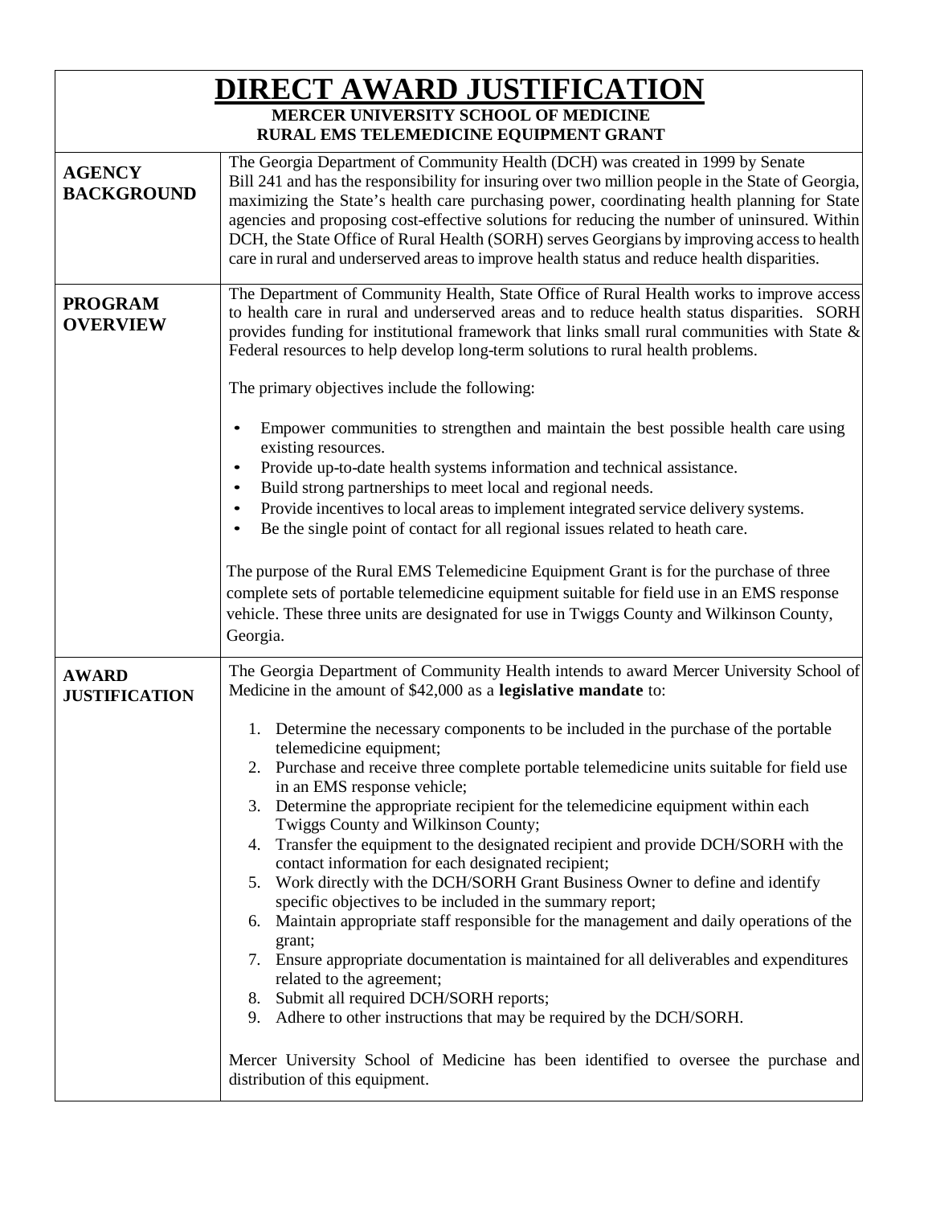# DIRECT AWARD JUSTIFICATION

**MERCER UNIVERSITY SCHOOL OF MEDICINE**
**RURAL EMS TELEMEDICINE EQUIPMENT GRANT**

| | |
|---|---|
| **AGENCY BACKGROUND** | The Georgia Department of Community Health (DCH) was created in 1999 by Senate Bill 241 and has the responsibility for insuring over two million people in the State of Georgia, maximizing the State's health care purchasing power, coordinating health planning for State agencies and proposing cost-effective solutions for reducing the number of uninsured. Within DCH, the State Office of Rural Health (SORH) serves Georgians by improving access to health care in rural and underserved areas to improve health status and reduce health disparities. |
| **PROGRAM OVERVIEW** | The Department of Community Health, State Office of Rural Health works to improve access to health care in rural and underserved areas and to reduce health status disparities. SORH provides funding for institutional framework that links small rural communities with State & Federal resources to help develop long-term solutions to rural health problems.<br><br>The primary objectives include the following:<br><br>• Empower communities to strengthen and maintain the best possible health care using existing resources.<br>• Provide up-to-date health systems information and technical assistance.<br>• Build strong partnerships to meet local and regional needs.<br>• Provide incentives to local areas to implement integrated service delivery systems.<br>• Be the single point of contact for all regional issues related to heath care.<br><br>The purpose of the Rural EMS Telemedicine Equipment Grant is for the purchase of three complete sets of portable telemedicine equipment suitable for field use in an EMS response vehicle. These three units are designated for use in Twiggs County and Wilkinson County, Georgia. |
| **AWARD JUSTIFICATION** | The Georgia Department of Community Health intends to award Mercer University School of Medicine in the amount of $42,000 as a **legislative mandate** to:<br><br>1. Determine the necessary components to be included in the purchase of the portable telemedicine equipment;<br>2. Purchase and receive three complete portable telemedicine units suitable for field use in an EMS response vehicle;<br>3. Determine the appropriate recipient for the telemedicine equipment within each Twiggs County and Wilkinson County;<br>4. Transfer the equipment to the designated recipient and provide DCH/SORH with the contact information for each designated recipient;<br>5. Work directly with the DCH/SORH Grant Business Owner to define and identify specific objectives to be included in the summary report;<br>6. Maintain appropriate staff responsible for the management and daily operations of the grant;<br>7. Ensure appropriate documentation is maintained for all deliverables and expenditures related to the agreement;<br>8. Submit all required DCH/SORH reports;<br>9. Adhere to other instructions that may be required by the DCH/SORH.<br><br>Mercer University School of Medicine has been identified to oversee the purchase and distribution of this equipment. |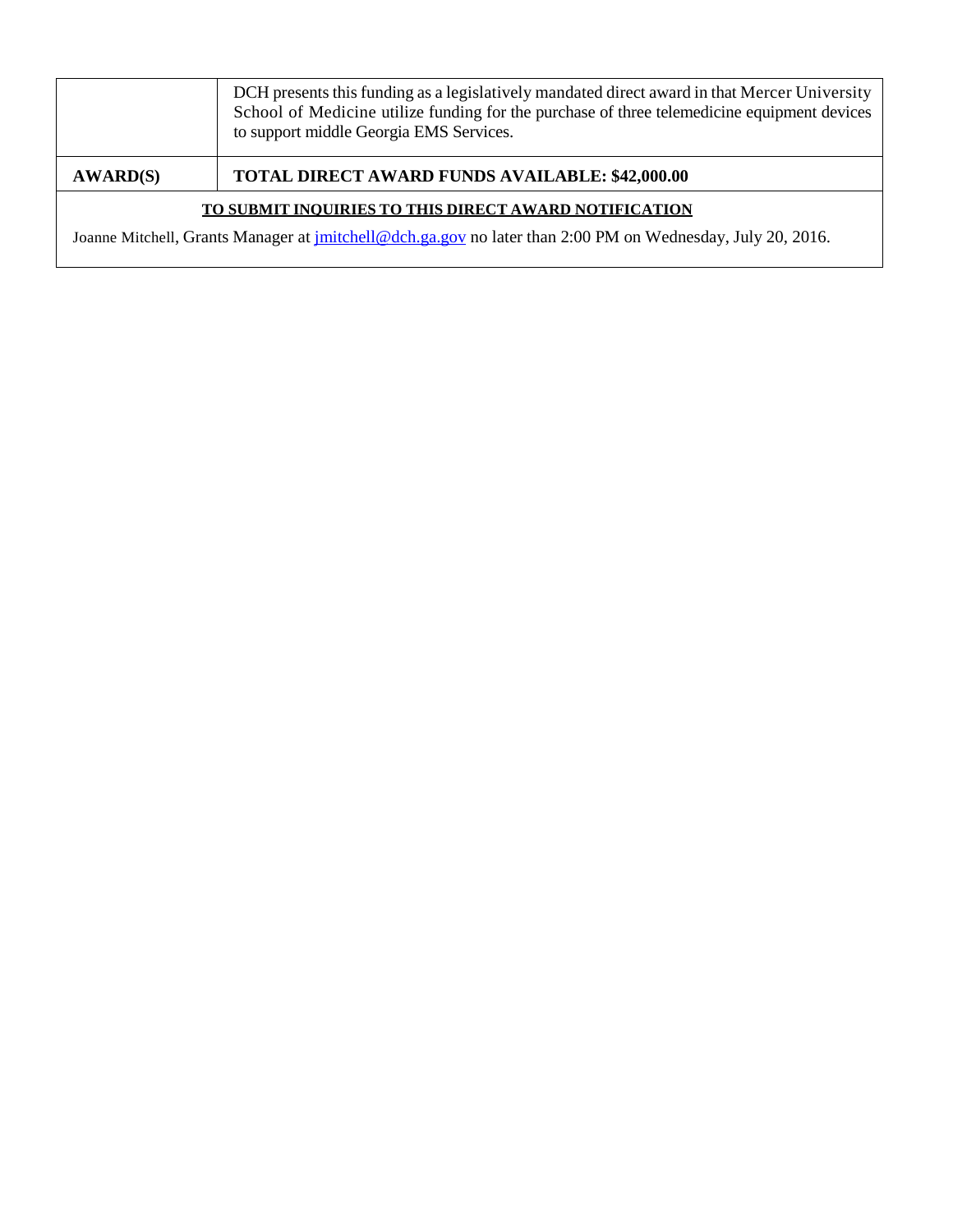| | |
|---|---|
| | DCH presents this funding as a legislatively mandated direct award in that Mercer University School of Medicine utilize funding for the purchase of three telemedicine equipment devices to support middle Georgia EMS Services. |
| **AWARD(S)** | **TOTAL DIRECT AWARD FUNDS AVAILABLE: $42,000.00** |

**TO SUBMIT INQUIRIES TO THIS DIRECT AWARD NOTIFICATION**

Joanne Mitchell, Grants Manager at jmitchell@dch.ga.gov no later than 2:00 PM on Wednesday, July 20, 2016.